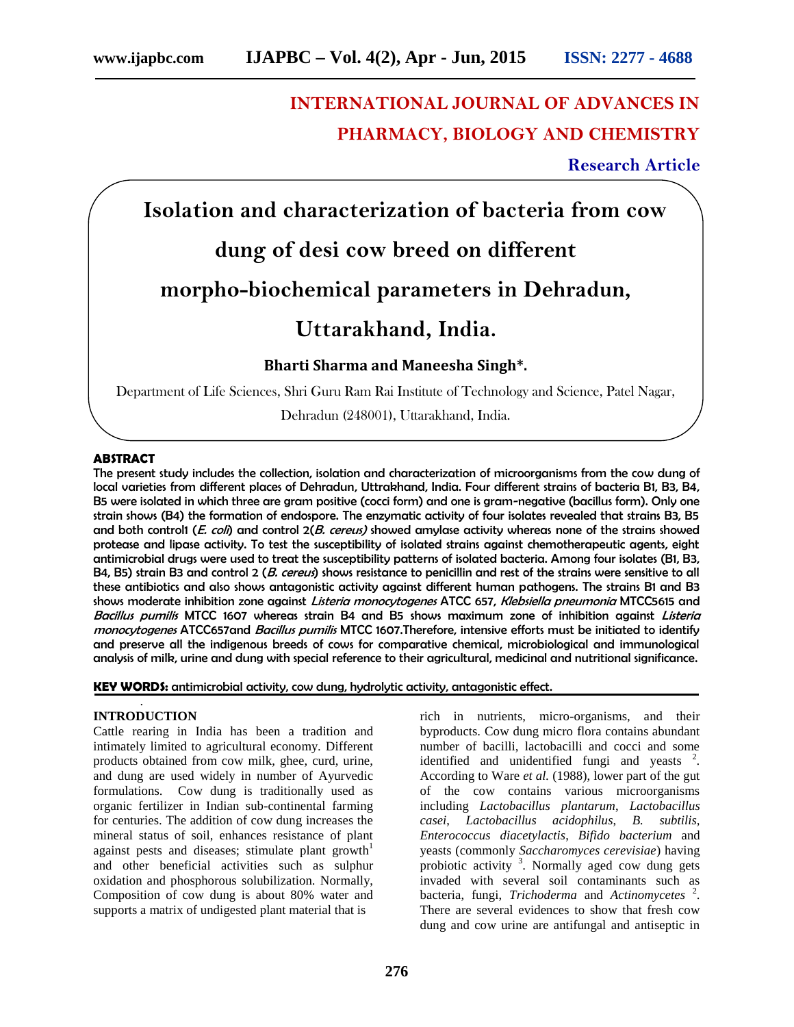**INTERNATIONAL JOURNAL OF ADVANCES IN PHARMACY, BIOLOGY AND CHEMISTRY**

**Research Article**

# Isolation and characterization of bacteria from cow dung of desi cow breed on different morpho-biochemical parameters in Dehradun, Uttarakhand, India.

**Bharti Sharma and Maneesha Singh\*.**

Department of Life Sciences, Shri Guru Ram Rai Institute of Technology and Science, Patel Nagar, Dehradun (248001), Uttarakhand, India.

## ABSTRACT

The present study includes the collection, isolation and characterization of microorganisms from the cow dung of local varieties from different places of Dehradun, Uttrakhand, India. Four different strains of bacteria B1, B3, B4, B5 were isolated in which three are gram positive (cocci form) and one is gram-negative (bacillus form). Only one strain shows (B4) the formation of endospore. The enzymatic activity of four isolates revealed that strains B3, B5 and both control1 (*E. coli*) and control 2(*B. cereus)* showed amylase activity whereas none of the strains showed protease and lipase activity. To test the susceptibility of isolated strains against chemotherapeutic agents, eight antimicrobial drugs were used to treat the susceptibility patterns of isolated bacteria. Among four isolates (B1, B3, B4, B5) strain B3 and control 2 (*B. cereus*) shows resistance to penicillin and rest of the strains were sensitive to all these antibiotics and also shows antagonistic activity against different human pathogens. The strains B1 and B3 shows moderate inhibition zone against *Listeria monocytogenes* ATCC 657, *Klebsiella pneumonia* MTCC5615 and *Bacillus pumilis* MTCC 1607 whereas strain B4 and B5 shows maximum zone of inhibition against *Listeria monocytogenes* ATCC657and *Bacillus pumilis* MTCC 1607.Therefore, intensive efforts must be initiated to identify and preserve all the indigenous breeds of cows for comparative chemical, microbiological and immunological analysis of milk, urine and dung with special reference to their agricultural, medicinal and nutritional significance.

**KEY WORDS:** antimicrobial activity, cow dung, hydrolytic activity, antagonistic effect.

## INTRODUCTION

Cattle rearing in India has been a tradition and intimately limited to agricultural economy. Different products obtained from cow milk, ghee, curd, urine, and dung are used widely in number of Ayurvedic formulations. Cow dung is traditionally used as organic fertilizer in Indian sub-continental farming for centuries. The addition of cow dung increases the mineral status of soil, enhances resistance of plant against pests and diseases; stimulate plant growth[1] and other beneficial activities such as sulphur oxidation and phosphorous solubilization. Normally, Composition of cow dung is about 80% water and supports a matrix of undigested plant material that is rich in nutrients, micro-organisms, and their byproducts. Cow dung micro flora contains abundant number of bacilli, lactobacilli and cocci and some identified and unidentified fungi and yeasts [2]. According to Ware *et al.* (1988), lower part of the gut of the cow contains various microorganisms including *Lactobacillus plantarum*, *Lactobacillus casei*, *Lactobacillus acidophilus*, *B. subtilis*, *Enterococcus diacetylactis*, *Bifido bacterium* and yeasts (commonly *Saccharomyces cerevisiae*) having probiotic activity [3]. Normally aged cow dung gets invaded with several soil contaminants such as bacteria, fungi, *Trichoderma* and *Actinomycetes* [2]. There are several evidences to show that fresh cow dung and cow urine are antifungal and antiseptic in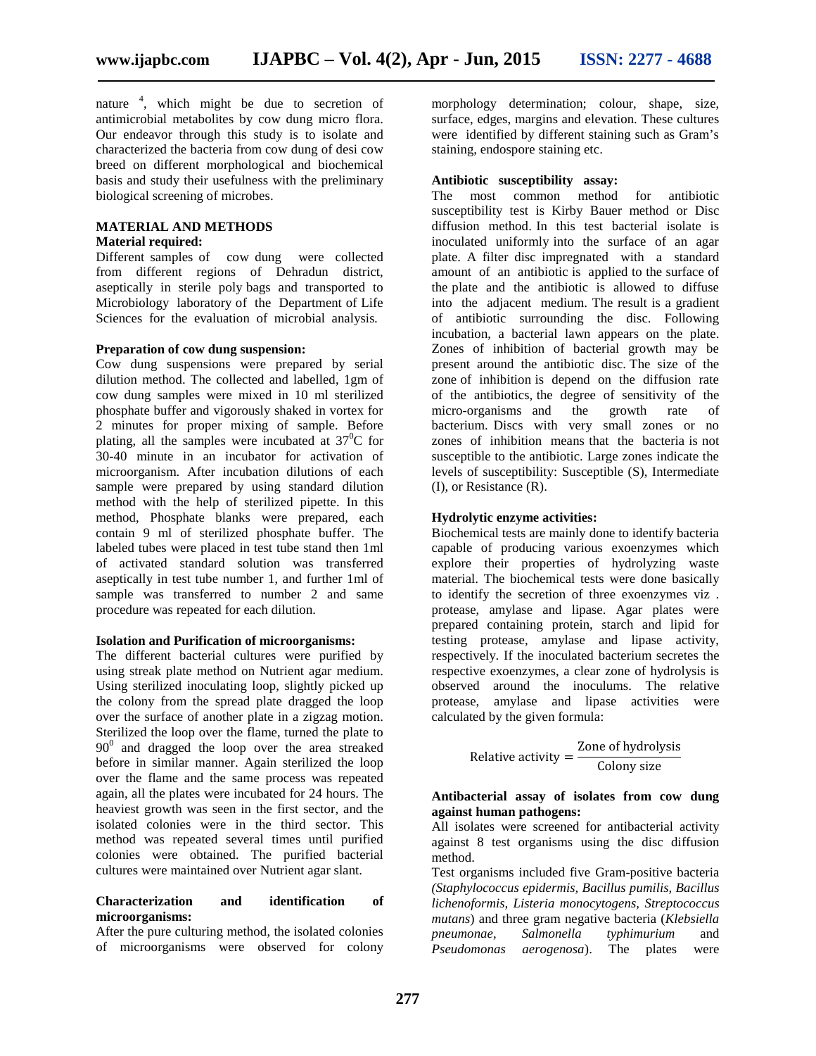nature [4], which might be due to secretion of antimicrobial metabolites by cow dung micro flora. Our endeavor through this study is to isolate and characterized the bacteria from cow dung of desi cow breed on different morphological and biochemical basis and study their usefulness with the preliminary biological screening of microbes.

## MATERIAL AND METHODS

### Material required:

Different samples of cow dung were collected from different regions of Dehradun district, aseptically in sterile poly bags and transported to Microbiology laboratory of the Department of Life Sciences for the evaluation of microbial analysis.

### Preparation of cow dung suspension:

Cow dung suspensions were prepared by serial dilution method. The collected and labelled, 1gm of cow dung samples were mixed in 10 ml sterilized phosphate buffer and vigorously shaked in vortex for 2 minutes for proper mixing of sample. Before plating, all the samples were incubated at $37^0$C for 30-40 minute in an incubator for activation of microorganism. After incubation dilutions of each sample were prepared by using standard dilution method with the help of sterilized pipette. In this method, Phosphate blanks were prepared, each contain 9 ml of sterilized phosphate buffer. The labeled tubes were placed in test tube stand then 1ml of activated standard solution was transferred aseptically in test tube number 1, and further 1ml of sample was transferred to number 2 and same procedure was repeated for each dilution.

### Isolation and Purification of microorganisms:

The different bacterial cultures were purified by using streak plate method on Nutrient agar medium. Using sterilized inoculating loop, slightly picked up the colony from the spread plate dragged the loop over the surface of another plate in a zigzag motion. Sterilized the loop over the flame, turned the plate to $90^0$ and dragged the loop over the area streaked before in similar manner. Again sterilized the loop over the flame and the same process was repeated again, all the plates were incubated for 24 hours. The heaviest growth was seen in the first sector, and the isolated colonies were in the third sector. This method was repeated several times until purified colonies were obtained. The purified bacterial cultures were maintained over Nutrient agar slant.

### Characterization and identification of microorganisms:

After the pure culturing method, the isolated colonies of microorganisms were observed for colony morphology determination; colour, shape, size, surface, edges, margins and elevation. These cultures were identified by different staining such as Gram's staining, endospore staining etc.

### Antibiotic susceptibility assay:

The most common method for antibiotic susceptibility test is Kirby Bauer method or Disc diffusion method. In this test bacterial isolate is inoculated uniformly into the surface of an agar plate. A filter disc impregnated with a standard amount of an antibiotic is applied to the surface of the plate and the antibiotic is allowed to diffuse into the adjacent medium. The result is a gradient of antibiotic surrounding the disc. Following incubation, a bacterial lawn appears on the plate. Zones of inhibition of bacterial growth may be present around the antibiotic disc. The size of the zone of inhibition is depend on the diffusion rate of the antibiotics, the degree of sensitivity of the micro-organisms and the growth rate of bacterium. Discs with very small zones or no zones of inhibition means that the bacteria is not susceptible to the antibiotic. Large zones indicate the levels of susceptibility: Susceptible (S), Intermediate (I), or Resistance (R).

### Hydrolytic enzyme activities:

Biochemical tests are mainly done to identify bacteria capable of producing various exoenzymes which explore their properties of hydrolyzing waste material. The biochemical tests were done basically to identify the secretion of three exoenzymes viz . protease, amylase and lipase. Agar plates were prepared containing protein, starch and lipid for testing protease, amylase and lipase activity, respectively. If the inoculated bacterium secretes the respective exoenzymes, a clear zone of hydrolysis is observed around the inoculums. The relative protease, amylase and lipase activities were calculated by the given formula:

$$\text{Relative activity} = \frac{\text{Zone of hydrolysis}}{\text{Colony size}}$$

### Antibacterial assay of isolates from cow dung against human pathogens:

All isolates were screened for antibacterial activity against 8 test organisms using the disc diffusion method.

Test organisms included five Gram-positive bacteria (*Staphylococcus epidermis, Bacillus pumilis, Bacillus lichenoformis, Listeria monocytogens, Streptococcus mutans*) and three gram negative bacteria (*Klebsiella pneumonae*, *Salmonella typhimurium* and *Pseudomonas aerogenosa*). The plates were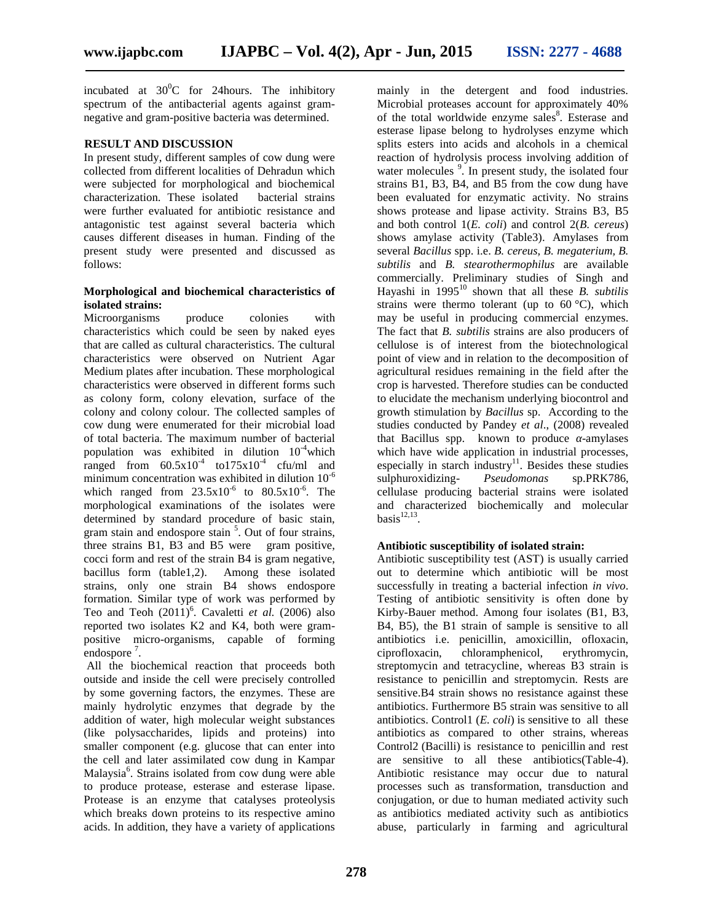incubated at $30^0C$ for 24hours. The inhibitory spectrum of the antibacterial agents against gram-negative and gram-positive bacteria was determined.

## RESULT AND DISCUSSION

In present study, different samples of cow dung were collected from different localities of Dehradun which were subjected for morphological and biochemical characterization. These isolated bacterial strains were further evaluated for antibiotic resistance and antagonistic test against several bacteria which causes different diseases in human. Finding of the present study were presented and discussed as follows:

### Morphological and biochemical characteristics of isolated strains:

Microorganisms produce colonies with characteristics which could be seen by naked eyes that are called as cultural characteristics. The cultural characteristics were observed on Nutrient Agar Medium plates after incubation. These morphological characteristics were observed in different forms such as colony form, colony elevation, surface of the colony and colony colour. The collected samples of cow dung were enumerated for their microbial load of total bacteria. The maximum number of bacterial population was exhibited in dilution $10^{-4}$which ranged from $60.5x10^{-4}$ to$175x10^{-4}$ cfu/ml and minimum concentration was exhibited in dilution $10^{-6}$ which ranged from $23.5x10^{-6}$ to $80.5x10^{-6}$. The morphological examinations of the isolates were determined by standard procedure of basic stain, gram stain and endospore stain [5]. Out of four strains, three strains B1, B3 and B5 were gram positive, cocci form and rest of the strain B4 is gram negative, bacillus form (table1,2). Among these isolated strains, only one strain B4 shows endospore formation. Similar type of work was performed by Teo and Teoh (2011)[6]. Cavaletti *et al.* (2006) also reported two isolates K2 and K4, both were gram-positive micro-organisms, capable of forming endospore [7].

All the biochemical reaction that proceeds both outside and inside the cell were precisely controlled by some governing factors, the enzymes. These are mainly hydrolytic enzymes that degrade by the addition of water, high molecular weight substances (like polysaccharides, lipids and proteins) into smaller component (e.g. glucose that can enter into the cell and later assimilated cow dung in Kampar Malaysia[6]. Strains isolated from cow dung were able to produce protease, esterase and esterase lipase. Protease is an enzyme that catalyses proteolysis which breaks down proteins to its respective amino acids. In addition, they have a variety of applications mainly in the detergent and food industries. Microbial proteases account for approximately 40% of the total worldwide enzyme sales[8]. Esterase and esterase lipase belong to hydrolyses enzyme which splits esters into acids and alcohols in a chemical reaction of hydrolysis process involving addition of water molecules [9]. In present study, the isolated four strains B1, B3, B4, and B5 from the cow dung have been evaluated for enzymatic activity. No strains shows protease and lipase activity. Strains B3, B5 and both control 1(*E. coli*) and control 2(*B. cereus*) shows amylase activity (Table3). Amylases from several *Bacillus* spp. i.e. *B. cereus, B. megaterium, B. subtilis* and *B. stearothermophilus* are available commercially. Preliminary studies of Singh and Hayashi in 1995[10] shown that all these *B. subtilis* strains were thermo tolerant (up to 60 °C), which may be useful in producing commercial enzymes. The fact that *B. subtilis* strains are also producers of cellulose is of interest from the biotechnological point of view and in relation to the decomposition of agricultural residues remaining in the field after the crop is harvested. Therefore studies can be conducted to elucidate the mechanism underlying biocontrol and growth stimulation by *Bacillus* sp. According to the studies conducted by Pandey *et al*., (2008) revealed that Bacillus spp. known to produce $\alpha$-amylases which have wide application in industrial processes, especially in starch industry[11]. Besides these studies sulphuroxidizing- *Pseudomonas* sp.PRK786, cellulase producing bacterial strains were isolated and characterized biochemically and molecular basis[12,13].

### Antibiotic susceptibility of isolated strain:

Antibiotic susceptibility test (AST) is usually carried out to determine which antibiotic will be most successfully in treating a bacterial infection *in vivo*. Testing of antibiotic sensitivity is often done by Kirby-Bauer method. Among four isolates (B1, B3, B4, B5), the B1 strain of sample is sensitive to all antibiotics i.e. penicillin, amoxicillin, ofloxacin, ciprofloxacin, chloramphenicol, erythromycin, streptomycin and tetracycline, whereas B3 strain is resistance to penicillin and streptomycin. Rests are sensitive.B4 strain shows no resistance against these antibiotics. Furthermore B5 strain was sensitive to all antibiotics. Control1 (*E. coli*) is sensitive to all these antibiotics as compared to other strains, whereas Control2 (Bacilli) is resistance to penicillin and rest are sensitive to all these antibiotics(Table-4). Antibiotic resistance may occur due to natural processes such as transformation, transduction and conjugation, or due to human mediated activity such as antibiotics mediated activity such as antibiotics abuse, particularly in farming and agricultural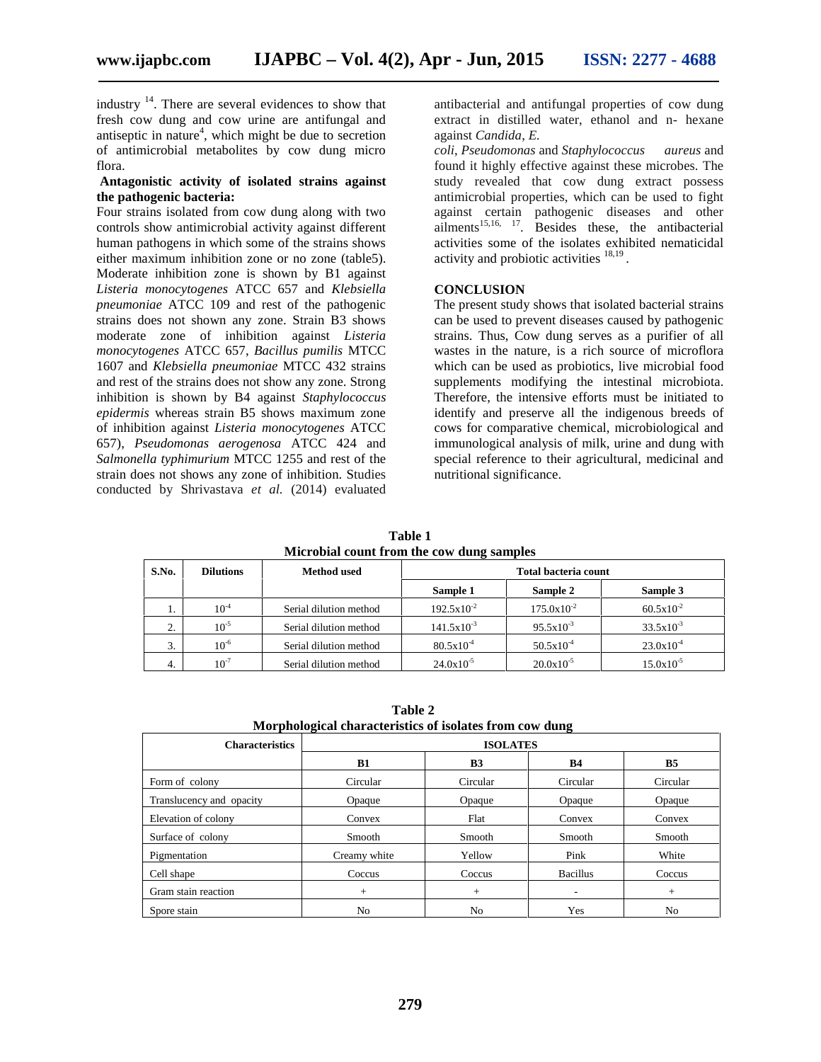industry [14]. There are several evidences to show that fresh cow dung and cow urine are antifungal and antiseptic in nature[4], which might be due to secretion of antimicrobial metabolites by cow dung micro flora.

**Antagonistic activity of isolated strains against the pathogenic bacteria:**

Four strains isolated from cow dung along with two controls show antimicrobial activity against different human pathogens in which some of the strains shows either maximum inhibition zone or no zone (table5). Moderate inhibition zone is shown by B1 against *Listeria monocytogenes* ATCC 657 and *Klebsiella pneumoniae* ATCC 109 and rest of the pathogenic strains does not shown any zone. Strain B3 shows moderate zone of inhibition against *Listeria monocytogenes* ATCC 657, *Bacillus pumilis* MTCC 1607 and *Klebsiella pneumoniae* MTCC 432 strains and rest of the strains does not show any zone. Strong inhibition is shown by B4 against *Staphylococcus epidermis* whereas strain B5 shows maximum zone of inhibition against *Listeria monocytogenes* ATCC 657), *Pseudomonas aerogenosa* ATCC 424 and *Salmonella typhimurium* MTCC 1255 and rest of the strain does not shows any zone of inhibition. Studies conducted by Shrivastava *et al.* (2014) evaluated antibacterial and antifungal properties of cow dung extract in distilled water, ethanol and n- hexane against *Candida*, *E. coli, Pseudomonas* and *Staphylococcus aureus* and found it highly effective against these microbes. The study revealed that cow dung extract possess antimicrobial properties, which can be used to fight against certain pathogenic diseases and other ailments[15,16, 17]. Besides these, the antibacterial activities some of the isolates exhibited nematicidal activity and probiotic activities [18,19].

## CONCLUSION

The present study shows that isolated bacterial strains can be used to prevent diseases caused by pathogenic strains. Thus, Cow dung serves as a purifier of all wastes in the nature, is a rich source of microflora which can be used as probiotics, live microbial food supplements modifying the intestinal microbiota. Therefore, the intensive efforts must be initiated to identify and preserve all the indigenous breeds of cows for comparative chemical, microbiological and immunological analysis of milk, urine and dung with special reference to their agricultural, medicinal and nutritional significance.

**Table 1**
**Microbial count from the cow dung samples**

| S.No. | Dilutions | Method used | Total bacteria count | | |
|---|---|---|---|---|---|
| | | | Sample 1 | Sample 2 | Sample 3 |
| 1. | $10^{-4}$ | Serial dilution method | $192.5x10^{-2}$ | $175.0x10^{-2}$ | $60.5x10^{-2}$ |
| 2. | $10^{-5}$ | Serial dilution method | $141.5x10^{-3}$ | $95.5x10^{-3}$ | $33.5x10^{-3}$ |
| 3. | $10^{-6}$ | Serial dilution method | $80.5x10^{-4}$ | $50.5x10^{-4}$ | $23.0x10^{-4}$ |
| 4. | $10^{-7}$ | Serial dilution method | $24.0x10^{-5}$ | $20.0x10^{-5}$ | $15.0x10^{-5}$ |

**Table 2**
**Morphological characteristics of isolates from cow dung**

| Characteristics | ISOLATES | | | |
|---|---|---|---|---|
| | B1 | B3 | B4 | B5 |
| Form of colony | Circular | Circular | Circular | Circular |
| Translucency and opacity | Opaque | Opaque | Opaque | Opaque |
| Elevation of colony | Convex | Flat | Convex | Convex |
| Surface of colony | Smooth | Smooth | Smooth | Smooth |
| Pigmentation | Creamy white | Yellow | Pink | White |
| Cell shape | Coccus | Coccus | Bacillus | Coccus |
| Gram stain reaction | + | + | - | + |
| Spore stain | No | No | Yes | No |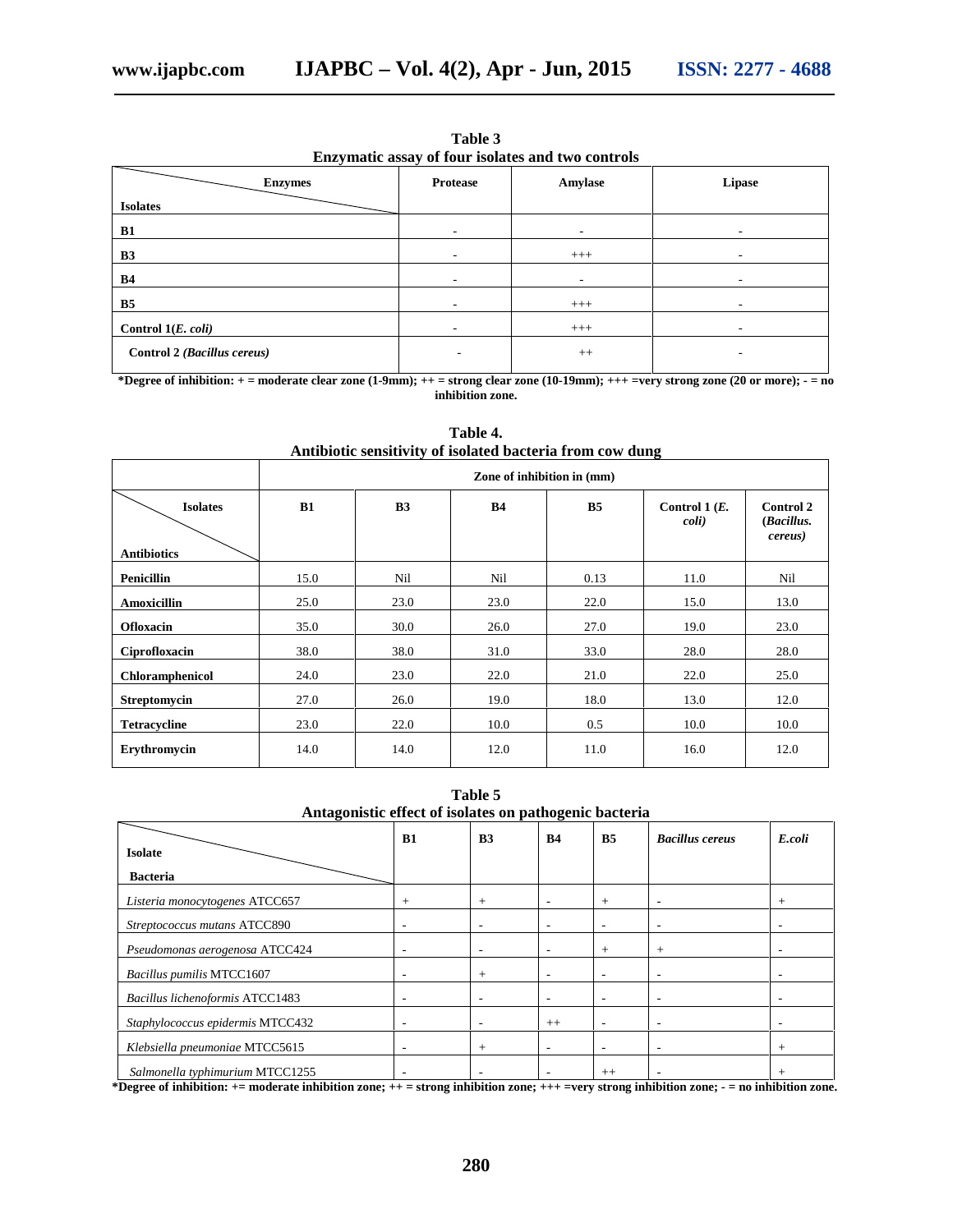**Table 3**
**Enzymatic assay of four isolates and two controls**

| Isolates \ Enzymes | Protease | Amylase | Lipase |
|---|---|---|---|
| **B1** | - | - | - |
| **B3** | - | +++ | - |
| **B4** | - | - | - |
| **B5** | - | +++ | - |
| **Control 1(*E. coli*)** | - | +++ | - |
| **Control 2 (*Bacillus cereus*)** | - | ++ | - |

**\*Degree of inhibition: + = moderate clear zone (1-9mm); ++ = strong clear zone (10-19mm); +++ =very strong zone (20 or more); - = no inhibition zone.**

**Table 4.**
**Antibiotic sensitivity of isolated bacteria from cow dung**

| | Zone of inhibition in (mm) | | | | | |
|---|---|---|---|---|---|---|
| **Antibiotics \ Isolates** | **B1** | **B3** | **B4** | **B5** | **Control 1 (*E. coli*)** | **Control 2 (*Bacillus. cereus*)** |
| **Penicillin** | 15.0 | Nil | Nil | 0.13 | 11.0 | Nil |
| **Amoxicillin** | 25.0 | 23.0 | 23.0 | 22.0 | 15.0 | 13.0 |
| **Ofloxacin** | 35.0 | 30.0 | 26.0 | 27.0 | 19.0 | 23.0 |
| **Ciprofloxacin** | 38.0 | 38.0 | 31.0 | 33.0 | 28.0 | 28.0 |
| **Chloramphenicol** | 24.0 | 23.0 | 22.0 | 21.0 | 22.0 | 25.0 |
| **Streptomycin** | 27.0 | 26.0 | 19.0 | 18.0 | 13.0 | 12.0 |
| **Tetracycline** | 23.0 | 22.0 | 10.0 | 0.5 | 10.0 | 10.0 |
| **Erythromycin** | 14.0 | 14.0 | 12.0 | 11.0 | 16.0 | 12.0 |

**Table 5**
**Antagonistic effect of isolates on pathogenic bacteria**

| Bacteria \ Isolate | **B1** | **B3** | **B4** | **B5** | ***Bacillus cereus*** | ***E.coli*** |
|---|---|---|---|---|---|---|
| *Listeria monocytogenes* ATCC657 | + | + | - | + | - | + |
| *Streptococcus mutans* ATCC890 | - | - | - | - | - | - |
| *Pseudomonas aerogenosa* ATCC424 | - | - | - | + | + | - |
| *Bacillus pumilis* MTCC1607 | - | + | - | - | - | - |
| *Bacillus lichenoformis* ATCC1483 | - | - | - | - | - | - |
| *Staphylococcus epidermis* MTCC432 | - | - | ++ | - | - | - |
| *Klebsiella pneumoniae* MTCC5615 | - | + | - | - | - | + |
| *Salmonella typhimurium* MTCC1255 | - | - | - | ++ | - | + |

**\*Degree of inhibition: += moderate inhibition zone; ++ = strong inhibition zone; +++ =very strong inhibition zone; - = no inhibition zone.**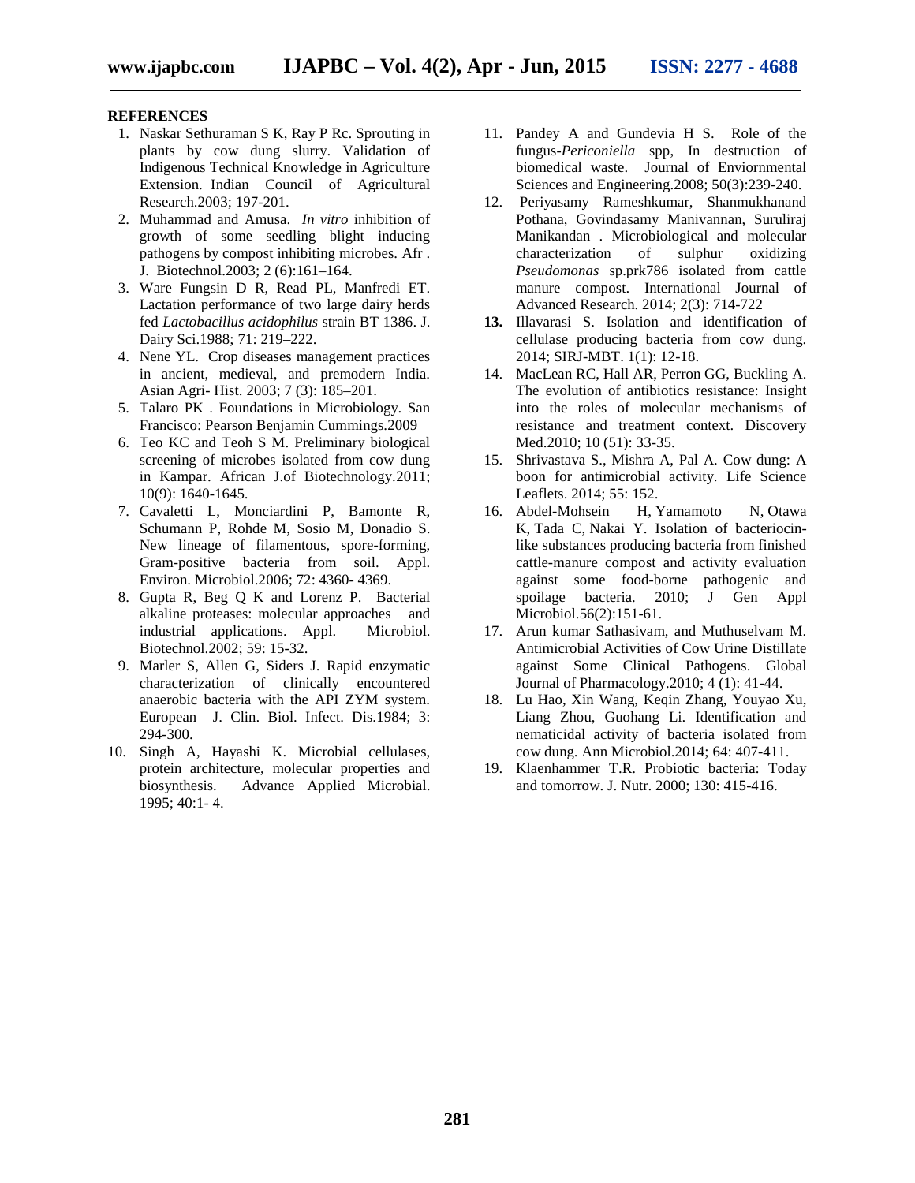**REFERENCES**

1. Naskar Sethuraman S K, Ray P Rc. Sprouting in plants by cow dung slurry. Validation of Indigenous Technical Knowledge in Agriculture Extension. Indian Council of Agricultural Research.2003; 197-201.
2. Muhammad and Amusa. *In vitro* inhibition of growth of some seedling blight inducing pathogens by compost inhibiting microbes. Afr . J. Biotechnol.2003; 2 (6):161–164.
3. Ware Fungsin D R, Read PL, Manfredi ET. Lactation performance of two large dairy herds fed *Lactobacillus acidophilus* strain BT 1386. J. Dairy Sci.1988; 71: 219–222.
4. Nene YL. Crop diseases management practices in ancient, medieval, and premodern India. Asian Agri- Hist. 2003; 7 (3): 185–201.
5. Talaro PK . Foundations in Microbiology. San Francisco: Pearson Benjamin Cummings.2009
6. Teo KC and Teoh S M. Preliminary biological screening of microbes isolated from cow dung in Kampar. African J.of Biotechnology.2011; 10(9): 1640-1645.
7. Cavaletti L, Monciardini P, Bamonte R, Schumann P, Rohde M, Sosio M, Donadio S. New lineage of filamentous, spore-forming, Gram-positive bacteria from soil. Appl. Environ. Microbiol.2006; 72: 4360- 4369.
8. Gupta R, Beg Q K and Lorenz P. Bacterial alkaline proteases: molecular approaches and industrial applications. Appl. Microbiol. Biotechnol.2002; 59: 15-32.
9. Marler S, Allen G, Siders J. Rapid enzymatic characterization of clinically encountered anaerobic bacteria with the API ZYM system. European J. Clin. Biol. Infect. Dis.1984; 3: 294-300.
10. Singh A, Hayashi K. Microbial cellulases, protein architecture, molecular properties and biosynthesis. Advance Applied Microbial. 1995; 40:1- 4.
11. Pandey A and Gundevia H S. Role of the fungus-*Periconiella* spp, In destruction of biomedical waste. Journal of Enviornmental Sciences and Engineering.2008; 50(3):239-240.
12. Periyasamy Rameshkumar, Shanmukhanand Pothana, Govindasamy Manivannan, Suruliraj Manikandan . Microbiological and molecular characterization of sulphur oxidizing *Pseudomonas* sp.prk786 isolated from cattle manure compost. International Journal of Advanced Research. 2014; 2(3): 714-722
13. Illavarasi S. Isolation and identification of cellulase producing bacteria from cow dung. 2014; SIRJ-MBT. 1(1): 12-18.
14. MacLean RC, Hall AR, Perron GG, Buckling A. The evolution of antibiotics resistance: Insight into the roles of molecular mechanisms of resistance and treatment context. Discovery Med.2010; 10 (51): 33-35.
15. Shrivastava S., Mishra A, Pal A. Cow dung: A boon for antimicrobial activity. Life Science Leaflets. 2014; 55: 152.
16. Abdel-Mohsein H, Yamamoto N, Otawa K, Tada C, Nakai Y. Isolation of bacteriocin-like substances producing bacteria from finished cattle-manure compost and activity evaluation against some food-borne pathogenic and spoilage bacteria. 2010; J Gen Appl Microbiol.56(2):151-61.
17. Arun kumar Sathasivam, and Muthuselvam M. Antimicrobial Activities of Cow Urine Distillate against Some Clinical Pathogens. Global Journal of Pharmacology.2010; 4 (1): 41-44.
18. Lu Hao, Xin Wang, Keqin Zhang, Youyao Xu, Liang Zhou, Guohang Li. Identification and nematicidal activity of bacteria isolated from cow dung. Ann Microbiol.2014; 64: 407-411.
19. Klaenhammer T.R. Probiotic bacteria: Today and tomorrow. J. Nutr. 2000; 130: 415-416.